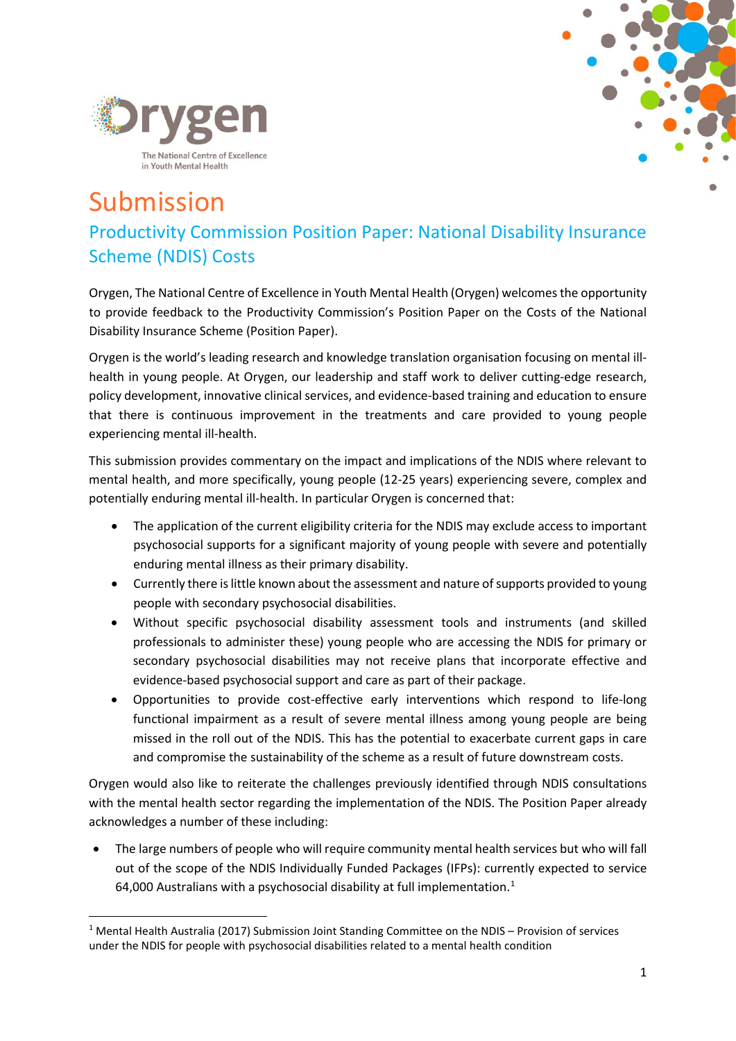Orygen

The National Centre of Excellence in Youth Mental Health

# Submission

## Productivity Commission Position Paper: National Disability Insurance Scheme (NDIS) Costs

Orygen, The National Centre of Excellence in Youth Mental Health (Orygen) welcomes the opportunity to provide feedback to the Productivity Commission's Position Paper on the Costs of the National Disability Insurance Scheme (Position Paper).

Orygen is the world's leading research and knowledge translation organisation focusing on mental ill-health in young people. At Orygen, our leadership and staff work to deliver cutting-edge research, policy development, innovative clinical services, and evidence-based training and education to ensure that there is continuous improvement in the treatments and care provided to young people experiencing mental ill-health.

This submission provides commentary on the impact and implications of the NDIS where relevant to mental health, and more specifically, young people (12-25 years) experiencing severe, complex and potentially enduring mental ill-health. In particular Orygen is concerned that:

- The application of the current eligibility criteria for the NDIS may exclude access to important psychosocial supports for a significant majority of young people with severe and potentially enduring mental illness as their primary disability.
- Currently there is little known about the assessment and nature of supports provided to young people with secondary psychosocial disabilities.
- Without specific psychosocial disability assessment tools and instruments (and skilled professionals to administer these) young people who are accessing the NDIS for primary or secondary psychosocial disabilities may not receive plans that incorporate effective and evidence-based psychosocial support and care as part of their package.
- Opportunities to provide cost-effective early interventions which respond to life-long functional impairment as a result of severe mental illness among young people are being missed in the roll out of the NDIS. This has the potential to exacerbate current gaps in care and compromise the sustainability of the scheme as a result of future downstream costs.

Orygen would also like to reiterate the challenges previously identified through NDIS consultations with the mental health sector regarding the implementation of the NDIS. The Position Paper already acknowledges a number of these including:

- The large numbers of people who will require community mental health services but who will fall out of the scope of the NDIS Individually Funded Packages (IFPs): currently expected to service 64,000 Australians with a psychosocial disability at full implementation.[1]

[1] Mental Health Australia (2017) Submission Joint Standing Committee on the NDIS – Provision of services under the NDIS for people with psychosocial disabilities related to a mental health condition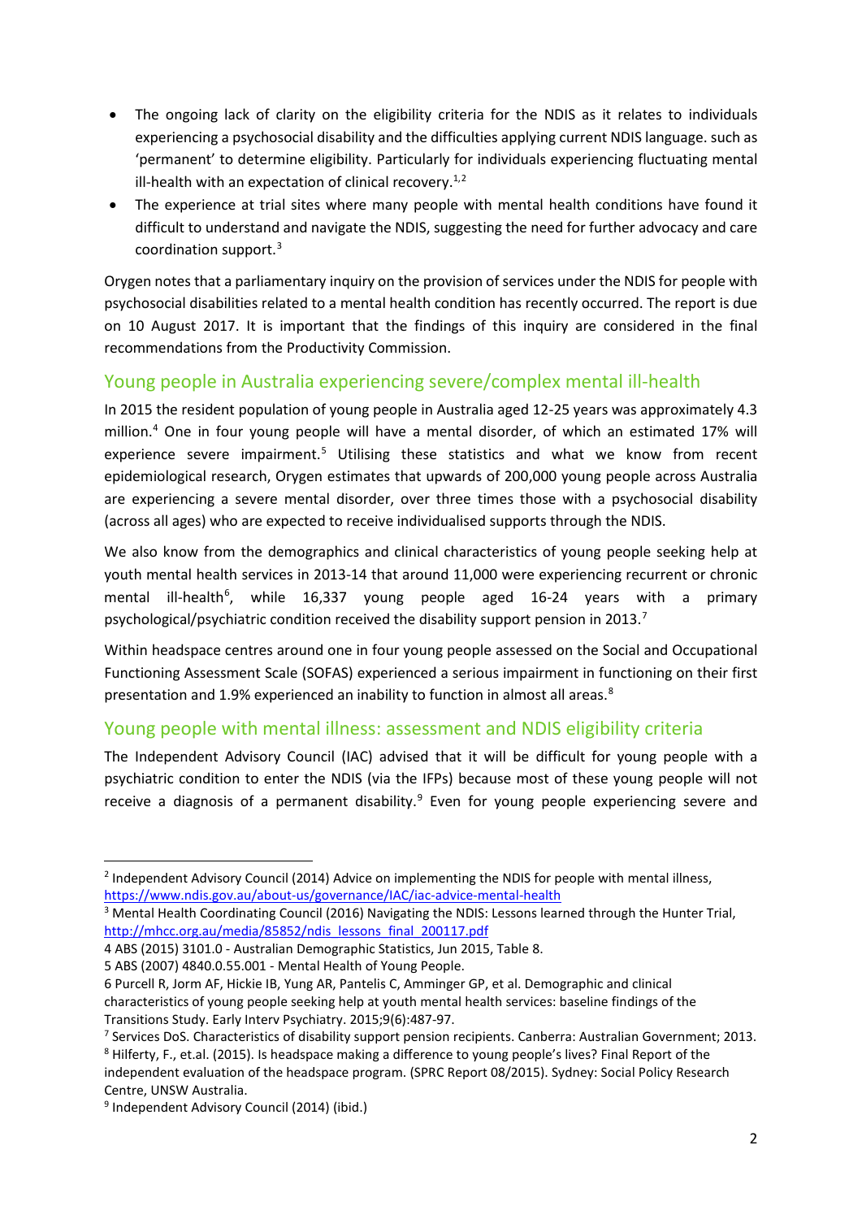- The ongoing lack of clarity on the eligibility criteria for the NDIS as it relates to individuals experiencing a psychosocial disability and the difficulties applying current NDIS language. such as 'permanent' to determine eligibility. Particularly for individuals experiencing fluctuating mental ill-health with an expectation of clinical recovery.[1,2]
- The experience at trial sites where many people with mental health conditions have found it difficult to understand and navigate the NDIS, suggesting the need for further advocacy and care coordination support.[3]

Orygen notes that a parliamentary inquiry on the provision of services under the NDIS for people with psychosocial disabilities related to a mental health condition has recently occurred. The report is due on 10 August 2017. It is important that the findings of this inquiry are considered in the final recommendations from the Productivity Commission.

## Young people in Australia experiencing severe/complex mental ill-health

In 2015 the resident population of young people in Australia aged 12-25 years was approximately 4.3 million.[4] One in four young people will have a mental disorder, of which an estimated 17% will experience severe impairment.[5] Utilising these statistics and what we know from recent epidemiological research, Orygen estimates that upwards of 200,000 young people across Australia are experiencing a severe mental disorder, over three times those with a psychosocial disability (across all ages) who are expected to receive individualised supports through the NDIS.

We also know from the demographics and clinical characteristics of young people seeking help at youth mental health services in 2013-14 that around 11,000 were experiencing recurrent or chronic mental ill-health[6], while 16,337 young people aged 16-24 years with a primary psychological/psychiatric condition received the disability support pension in 2013.[7]

Within headspace centres around one in four young people assessed on the Social and Occupational Functioning Assessment Scale (SOFAS) experienced a serious impairment in functioning on their first presentation and 1.9% experienced an inability to function in almost all areas.[8]

## Young people with mental illness: assessment and NDIS eligibility criteria

The Independent Advisory Council (IAC) advised that it will be difficult for young people with a psychiatric condition to enter the NDIS (via the IFPs) because most of these young people will not receive a diagnosis of a permanent disability.[9] Even for young people experiencing severe and

---

[2] Independent Advisory Council (2014) Advice on implementing the NDIS for people with mental illness, https://www.ndis.gov.au/about-us/governance/IAC/iac-advice-mental-health

[3] Mental Health Coordinating Council (2016) Navigating the NDIS: Lessons learned through the Hunter Trial, http://mhcc.org.au/media/85852/ndis_lessons_final_200117.pdf

4 ABS (2015) 3101.0 - Australian Demographic Statistics, Jun 2015, Table 8.

5 ABS (2007) 4840.0.55.001 - Mental Health of Young People.

6 Purcell R, Jorm AF, Hickie IB, Yung AR, Pantelis C, Amminger GP, et al. Demographic and clinical characteristics of young people seeking help at youth mental health services: baseline findings of the Transitions Study. Early Interv Psychiatry. 2015;9(6):487-97.

[7] Services DoS. Characteristics of disability support pension recipients. Canberra: Australian Government; 2013.

[8] Hilferty, F., et.al. (2015). Is headspace making a difference to young people's lives? Final Report of the independent evaluation of the headspace program. (SPRC Report 08/2015). Sydney: Social Policy Research Centre, UNSW Australia.

[9] Independent Advisory Council (2014) (ibid.)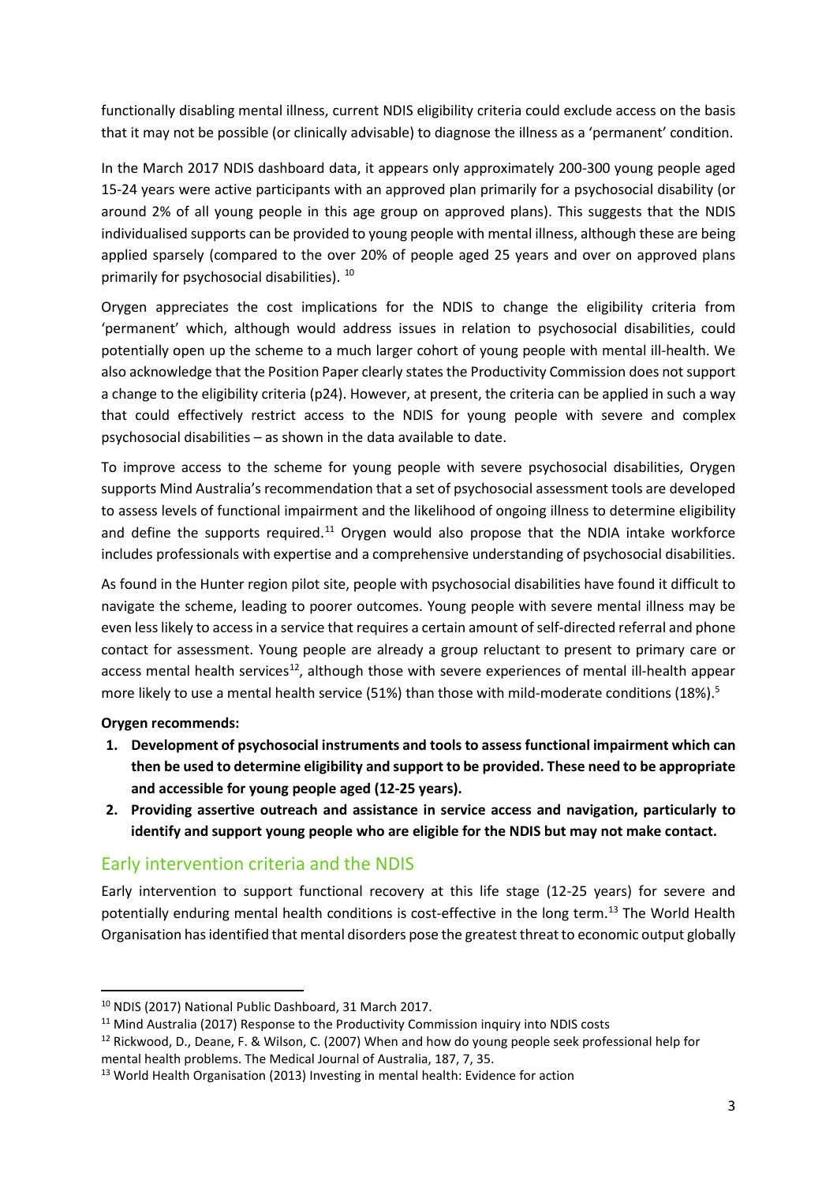functionally disabling mental illness, current NDIS eligibility criteria could exclude access on the basis that it may not be possible (or clinically advisable) to diagnose the illness as a 'permanent' condition.

In the March 2017 NDIS dashboard data, it appears only approximately 200-300 young people aged 15-24 years were active participants with an approved plan primarily for a psychosocial disability (or around 2% of all young people in this age group on approved plans). This suggests that the NDIS individualised supports can be provided to young people with mental illness, although these are being applied sparsely (compared to the over 20% of people aged 25 years and over on approved plans primarily for psychosocial disabilities). [10]

Orygen appreciates the cost implications for the NDIS to change the eligibility criteria from 'permanent' which, although would address issues in relation to psychosocial disabilities, could potentially open up the scheme to a much larger cohort of young people with mental ill-health. We also acknowledge that the Position Paper clearly states the Productivity Commission does not support a change to the eligibility criteria (p24). However, at present, the criteria can be applied in such a way that could effectively restrict access to the NDIS for young people with severe and complex psychosocial disabilities – as shown in the data available to date.

To improve access to the scheme for young people with severe psychosocial disabilities, Orygen supports Mind Australia's recommendation that a set of psychosocial assessment tools are developed to assess levels of functional impairment and the likelihood of ongoing illness to determine eligibility and define the supports required.[11] Orygen would also propose that the NDIA intake workforce includes professionals with expertise and a comprehensive understanding of psychosocial disabilities.

As found in the Hunter region pilot site, people with psychosocial disabilities have found it difficult to navigate the scheme, leading to poorer outcomes. Young people with severe mental illness may be even less likely to access in a service that requires a certain amount of self-directed referral and phone contact for assessment. Young people are already a group reluctant to present to primary care or access mental health services[12], although those with severe experiences of mental ill-health appear more likely to use a mental health service (51%) than those with mild-moderate conditions (18%).[5]

**Orygen recommends:**

1. **Development of psychosocial instruments and tools to assess functional impairment which can then be used to determine eligibility and support to be provided. These need to be appropriate and accessible for young people aged (12-25 years).**
2. **Providing assertive outreach and assistance in service access and navigation, particularly to identify and support young people who are eligible for the NDIS but may not make contact.**

## Early intervention criteria and the NDIS

Early intervention to support functional recovery at this life stage (12-25 years) for severe and potentially enduring mental health conditions is cost-effective in the long term.[13] The World Health Organisation has identified that mental disorders pose the greatest threat to economic output globally

---

[10] NDIS (2017) National Public Dashboard, 31 March 2017.

[11] Mind Australia (2017) Response to the Productivity Commission inquiry into NDIS costs

[12] Rickwood, D., Deane, F. & Wilson, C. (2007) When and how do young people seek professional help for mental health problems. The Medical Journal of Australia, 187, 7, 35.

[13] World Health Organisation (2013) Investing in mental health: Evidence for action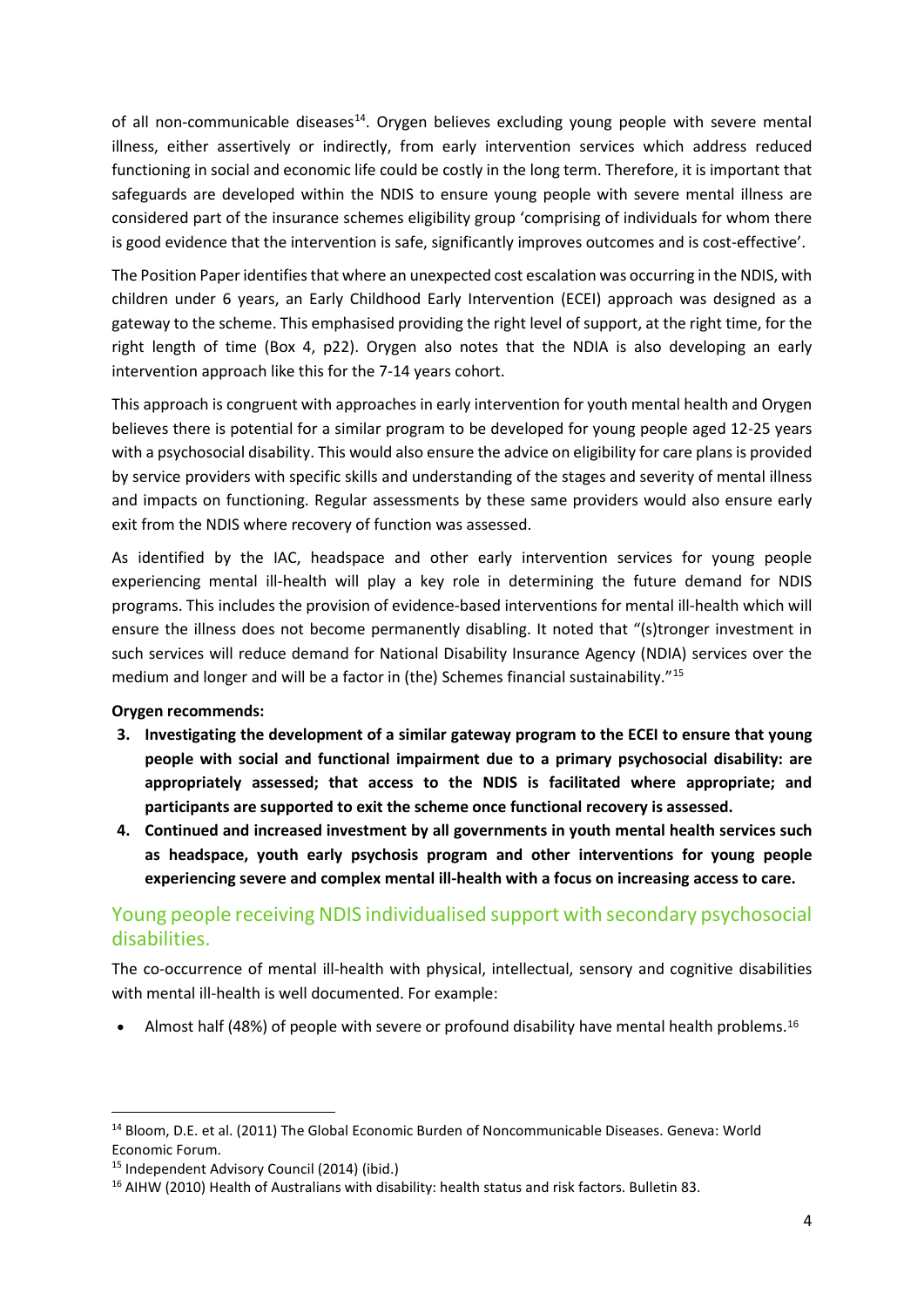of all non-communicable diseases[14]. Orygen believes excluding young people with severe mental illness, either assertively or indirectly, from early intervention services which address reduced functioning in social and economic life could be costly in the long term. Therefore, it is important that safeguards are developed within the NDIS to ensure young people with severe mental illness are considered part of the insurance schemes eligibility group 'comprising of individuals for whom there is good evidence that the intervention is safe, significantly improves outcomes and is cost-effective'.

The Position Paper identifies that where an unexpected cost escalation was occurring in the NDIS, with children under 6 years, an Early Childhood Early Intervention (ECEI) approach was designed as a gateway to the scheme. This emphasised providing the right level of support, at the right time, for the right length of time (Box 4, p22). Orygen also notes that the NDIA is also developing an early intervention approach like this for the 7-14 years cohort.

This approach is congruent with approaches in early intervention for youth mental health and Orygen believes there is potential for a similar program to be developed for young people aged 12-25 years with a psychosocial disability. This would also ensure the advice on eligibility for care plans is provided by service providers with specific skills and understanding of the stages and severity of mental illness and impacts on functioning. Regular assessments by these same providers would also ensure early exit from the NDIS where recovery of function was assessed.

As identified by the IAC, headspace and other early intervention services for young people experiencing mental ill-health will play a key role in determining the future demand for NDIS programs. This includes the provision of evidence-based interventions for mental ill-health which will ensure the illness does not become permanently disabling. It noted that "(s)tronger investment in such services will reduce demand for National Disability Insurance Agency (NDIA) services over the medium and longer and will be a factor in (the) Schemes financial sustainability."[15]

**Orygen recommends:**

3. **Investigating the development of a similar gateway program to the ECEI to ensure that young people with social and functional impairment due to a primary psychosocial disability: are appropriately assessed; that access to the NDIS is facilitated where appropriate; and participants are supported to exit the scheme once functional recovery is assessed.**
4. **Continued and increased investment by all governments in youth mental health services such as headspace, youth early psychosis program and other interventions for young people experiencing severe and complex mental ill-health with a focus on increasing access to care.**

## Young people receiving NDIS individualised support with secondary psychosocial disabilities.

The co-occurrence of mental ill-health with physical, intellectual, sensory and cognitive disabilities with mental ill-health is well documented. For example:

- Almost half (48%) of people with severe or profound disability have mental health problems.[16]

---

[14] Bloom, D.E. et al. (2011) The Global Economic Burden of Noncommunicable Diseases. Geneva: World Economic Forum.

[15] Independent Advisory Council (2014) (ibid.)

[16] AIHW (2010) Health of Australians with disability: health status and risk factors. Bulletin 83.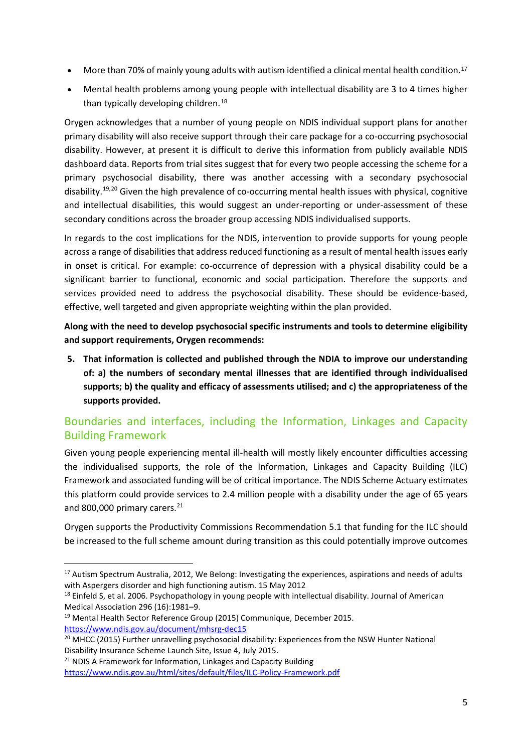- More than 70% of mainly young adults with autism identified a clinical mental health condition.[17]
- Mental health problems among young people with intellectual disability are 3 to 4 times higher than typically developing children.[18]

Orygen acknowledges that a number of young people on NDIS individual support plans for another primary disability will also receive support through their care package for a co-occurring psychosocial disability. However, at present it is difficult to derive this information from publicly available NDIS dashboard data. Reports from trial sites suggest that for every two people accessing the scheme for a primary psychosocial disability, there was another accessing with a secondary psychosocial disability.[19,20] Given the high prevalence of co-occurring mental health issues with physical, cognitive and intellectual disabilities, this would suggest an under-reporting or under-assessment of these secondary conditions across the broader group accessing NDIS individualised supports.

In regards to the cost implications for the NDIS, intervention to provide supports for young people across a range of disabilities that address reduced functioning as a result of mental health issues early in onset is critical. For example: co-occurrence of depression with a physical disability could be a significant barrier to functional, economic and social participation. Therefore the supports and services provided need to address the psychosocial disability. These should be evidence-based, effective, well targeted and given appropriate weighting within the plan provided.

**Along with the need to develop psychosocial specific instruments and tools to determine eligibility and support requirements, Orygen recommends:**

5. **That information is collected and published through the NDIA to improve our understanding of: a) the numbers of secondary mental illnesses that are identified through individualised supports; b) the quality and efficacy of assessments utilised; and c) the appropriateness of the supports provided.**

## Boundaries and interfaces, including the Information, Linkages and Capacity Building Framework

Given young people experiencing mental ill-health will mostly likely encounter difficulties accessing the individualised supports, the role of the Information, Linkages and Capacity Building (ILC) Framework and associated funding will be of critical importance. The NDIS Scheme Actuary estimates this platform could provide services to 2.4 million people with a disability under the age of 65 years and 800,000 primary carers.[21]

Orygen supports the Productivity Commissions Recommendation 5.1 that funding for the ILC should be increased to the full scheme amount during transition as this could potentially improve outcomes

---

[17] Autism Spectrum Australia, 2012, We Belong: Investigating the experiences, aspirations and needs of adults with Aspergers disorder and high functioning autism. 15 May 2012

[18] Einfeld S, et al. 2006. Psychopathology in young people with intellectual disability. Journal of American Medical Association 296 (16):1981–9.

[19] Mental Health Sector Reference Group (2015) Communique, December 2015. https://www.ndis.gov.au/document/mhsrg-dec15

[20] MHCC (2015) Further unravelling psychosocial disability: Experiences from the NSW Hunter National Disability Insurance Scheme Launch Site, Issue 4, July 2015.

[21] NDIS A Framework for Information, Linkages and Capacity Building https://www.ndis.gov.au/html/sites/default/files/ILC-Policy-Framework.pdf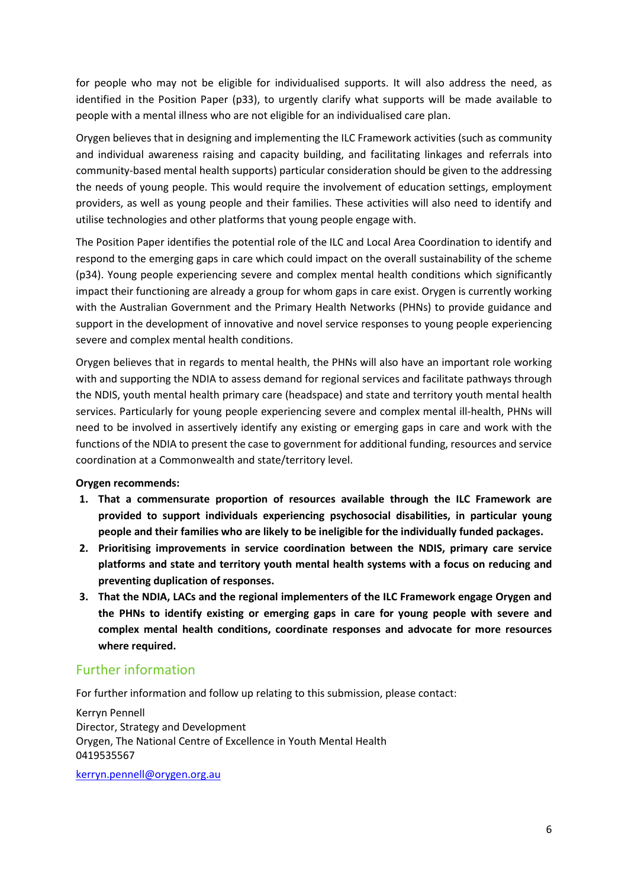for people who may not be eligible for individualised supports. It will also address the need, as identified in the Position Paper (p33), to urgently clarify what supports will be made available to people with a mental illness who are not eligible for an individualised care plan.

Orygen believes that in designing and implementing the ILC Framework activities (such as community and individual awareness raising and capacity building, and facilitating linkages and referrals into community-based mental health supports) particular consideration should be given to the addressing the needs of young people. This would require the involvement of education settings, employment providers, as well as young people and their families. These activities will also need to identify and utilise technologies and other platforms that young people engage with.

The Position Paper identifies the potential role of the ILC and Local Area Coordination to identify and respond to the emerging gaps in care which could impact on the overall sustainability of the scheme (p34). Young people experiencing severe and complex mental health conditions which significantly impact their functioning are already a group for whom gaps in care exist. Orygen is currently working with the Australian Government and the Primary Health Networks (PHNs) to provide guidance and support in the development of innovative and novel service responses to young people experiencing severe and complex mental health conditions.

Orygen believes that in regards to mental health, the PHNs will also have an important role working with and supporting the NDIA to assess demand for regional services and facilitate pathways through the NDIS, youth mental health primary care (headspace) and state and territory youth mental health services. Particularly for young people experiencing severe and complex mental ill-health, PHNs will need to be involved in assertively identify any existing or emerging gaps in care and work with the functions of the NDIA to present the case to government for additional funding, resources and service coordination at a Commonwealth and state/territory level.

**Orygen recommends:**

1. **That a commensurate proportion of resources available through the ILC Framework are provided to support individuals experiencing psychosocial disabilities, in particular young people and their families who are likely to be ineligible for the individually funded packages.**
2. **Prioritising improvements in service coordination between the NDIS, primary care service platforms and state and territory youth mental health systems with a focus on reducing and preventing duplication of responses.**
3. **That the NDIA, LACs and the regional implementers of the ILC Framework engage Orygen and the PHNs to identify existing or emerging gaps in care for young people with severe and complex mental health conditions, coordinate responses and advocate for more resources where required.**

## Further information

For further information and follow up relating to this submission, please contact:

Kerryn Pennell
Director, Strategy and Development
Orygen, The National Centre of Excellence in Youth Mental Health
0419535567

kerryn.pennell@orygen.org.au